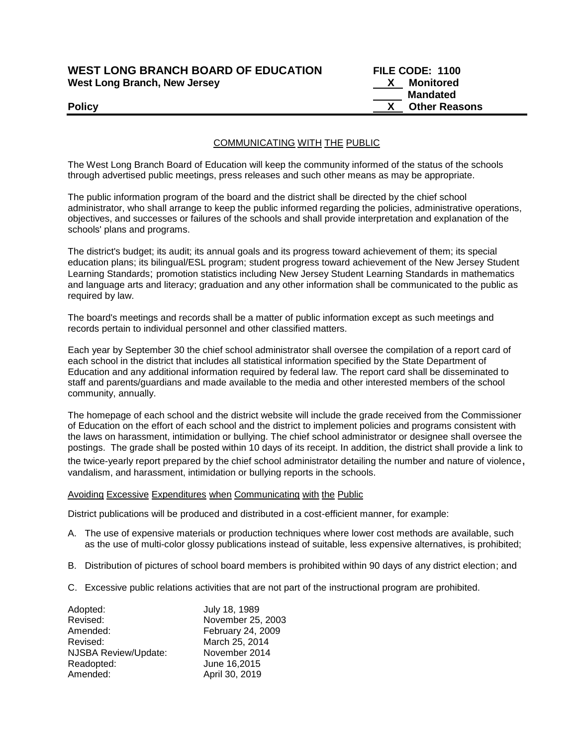**WEST LONG BRANCH BOARD OF EDUCATION** **FILE CODE: 1100**
**West Long Branch, New Jersey**

X Monitored
\_\_\_ Mandated
X Other Reasons

**Policy**

COMMUNICATING WITH THE PUBLIC

The West Long Branch Board of Education will keep the community informed of the status of the schools through advertised public meetings, press releases and such other means as may be appropriate.

The public information program of the board and the district shall be directed by the chief school administrator, who shall arrange to keep the public informed regarding the policies, administrative operations, objectives, and successes or failures of the schools and shall provide interpretation and explanation of the schools' plans and programs.

The district's budget; its audit; its annual goals and its progress toward achievement of them; its special education plans; its bilingual/ESL program; student progress toward achievement of the New Jersey Student Learning Standards; promotion statistics including New Jersey Student Learning Standards in mathematics and language arts and literacy; graduation and any other information shall be communicated to the public as required by law.

The board's meetings and records shall be a matter of public information except as such meetings and records pertain to individual personnel and other classified matters.

Each year by September 30 the chief school administrator shall oversee the compilation of a report card of each school in the district that includes all statistical information specified by the State Department of Education and any additional information required by federal law. The report card shall be disseminated to staff and parents/guardians and made available to the media and other interested members of the school community, annually.

The homepage of each school and the district website will include the grade received from the Commissioner of Education on the effort of each school and the district to implement policies and programs consistent with the laws on harassment, intimidation or bullying. The chief school administrator or designee shall oversee the postings. The grade shall be posted within 10 days of its receipt. In addition, the district shall provide a link to the twice-yearly report prepared by the chief school administrator detailing the number and nature of violence, vandalism, and harassment, intimidation or bullying reports in the schools.

Avoiding Excessive Expenditures when Communicating with the Public

District publications will be produced and distributed in a cost-efficient manner, for example:

A. The use of expensive materials or production techniques where lower cost methods are available, such as the use of multi-color glossy publications instead of suitable, less expensive alternatives, is prohibited;

B. Distribution of pictures of school board members is prohibited within 90 days of any district election; and

C. Excessive public relations activities that are not part of the instructional program are prohibited.

| | |
|---|---|
| Adopted: | July 18, 1989 |
| Revised: | November 25, 2003 |
| Amended: | February 24, 2009 |
| Revised: | March 25, 2014 |
| NJSBA Review/Update: | November 2014 |
| Readopted: | June 16,2015 |
| Amended: | April 30, 2019 |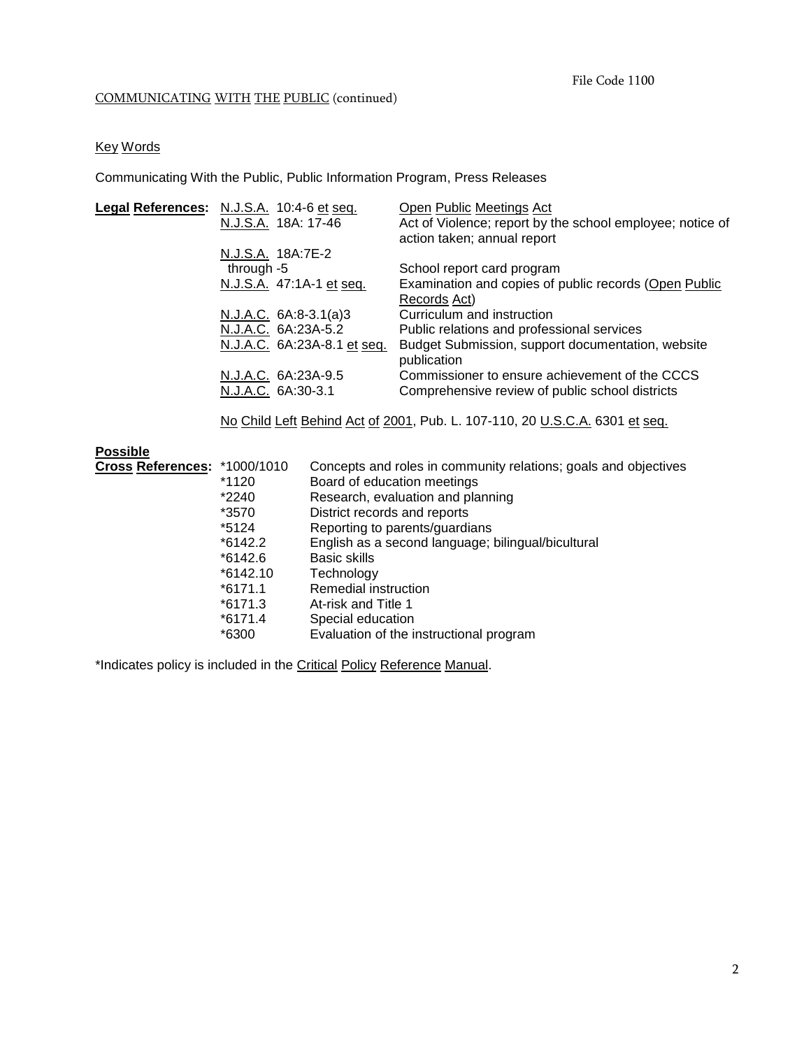COMMUNICATING WITH THE PUBLIC (continued)

Key Words

Communicating With the Public, Public Information Program, Press Releases

| | | |
|---|---|---|
| **Legal References:** | N.J.S.A. 10:4-6 et seq. | Open Public Meetings Act |
| | N.J.S.A. 18A: 17-46 | Act of Violence; report by the school employee; notice of action taken; annual report |
| | N.J.S.A. 18A:7E-2 through -5 | School report card program |
| | N.J.S.A. 47:1A-1 et seq. | Examination and copies of public records (Open Public Records Act) |
| | N.J.A.C. 6A:8-3.1(a)3 | Curriculum and instruction |
| | N.J.A.C. 6A:23A-5.2 | Public relations and professional services |
| | N.J.A.C. 6A:23A-8.1 et seq. | Budget Submission, support documentation, website publication |
| | N.J.A.C. 6A:23A-9.5 | Commissioner to ensure achievement of the CCCS |
| | N.J.A.C. 6A:30-3.1 | Comprehensive review of public school districts |

No Child Left Behind Act of 2001, Pub. L. 107-110, 20 U.S.C.A. 6301 et seq.

| | | |
|---|---|---|
| **Possible Cross References:** | *1000/1010 | Concepts and roles in community relations; goals and objectives |
| | *1120 | Board of education meetings |
| | *2240 | Research, evaluation and planning |
| | *3570 | District records and reports |
| | *5124 | Reporting to parents/guardians |
| | *6142.2 | English as a second language; bilingual/bicultural |
| | *6142.6 | Basic skills |
| | *6142.10 | Technology |
| | *6171.1 | Remedial instruction |
| | *6171.3 | At-risk and Title 1 |
| | *6171.4 | Special education |
| | *6300 | Evaluation of the instructional program |

*Indicates policy is included in the Critical Policy Reference Manual.